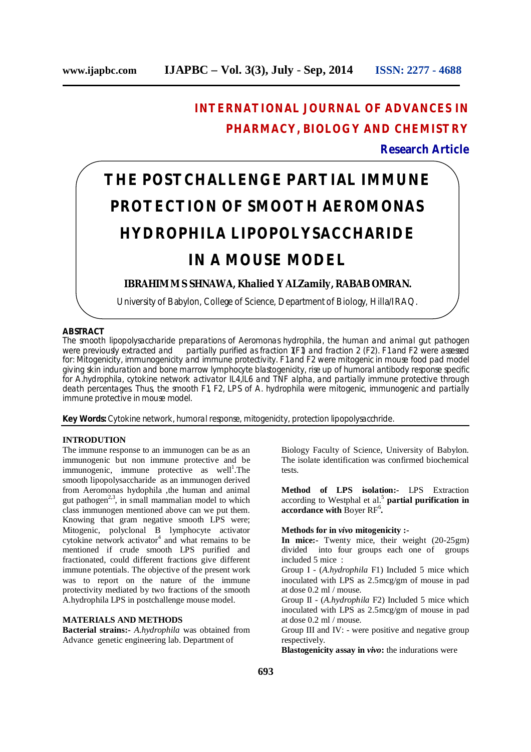# INTERNATIONAL JOURNAL OF ADVANCES IN PHARMACY, BIOLOGY AND CHEMISTRY

**Research Article**

# THE POSTCHALLENGE PARTIAL IMMUNE PROTECTION OF SMOOTH AEROMONAS HYDROPHILA LIPOPOLYSACCHARIDE IN A MOUSE MODEL

**IBRAHIM M S SHNAWA, Khalied Y ALZamily, RABAB OMRAN.**

University of Babylon, College of Science, Department of Biology, Hilla/IRAQ.

## ABSTRACT

The smooth lipopolysaccharide preparations of Aeromonas hydrophila, the human and animal gut pathogen were previously extracted and partially purified as fraction 1(F1) and fraction 2 (F2). F1 and F2 were assessed for: Mitogenicity, immunogenicity and immune protectivity. F1 and F2 were mitogenic in mouse food pad model giving skin induration and bone marrow lymphocyte blastogenicity, rise up of humoral antibody response specific for A.hydrophila, cytokine network activator IL4,IL6 and TNF alpha, and partially immune protective through death percentages. Thus, the smooth F1, F2, LPS of A. hydrophila were mitogenic, immunogenic and partially immune protective in mouse model.

**Key Words:** Cytokine network, humoral response, mitogenicity, protection lipopolysacchride.

## INTRODUTION

The immune response to an immunogen can be as an immunogenic but non immune protective and be immunogenic, immune protective as well[1].The smooth lipopolysaccharide as an immunogen derived from Aeromonas hydophila ,the human and animal gut pathogen[2,3], in small mammalian model to which class immunogen mentioned above can we put them. Knowing that gram negative smooth LPS were; Mitogenic, polyclonal B lymphocyte activator cytokine network activator[4] and what remains to be mentioned if crude smooth LPS purified and fractionated, could different fractions give different immune potentials. The objective of the present work was to report on the nature of the immune protectivity mediated by two fractions of the smooth A.hydrophila LPS in postchallenge mouse model.

## MATERIALS AND METHODS

**Bacterial strains:-** *A.hydrophila* was obtained from Advance genetic engineering lab. Department of Biology Faculty of Science, University of Babylon. The isolate identification was confirmed biochemical tests.

**Method of LPS isolation:-** LPS Extraction according to Westphal et al.[5] **partial purification in accordance with** Boyer RF[6]**.**

**Methods for in *vivo* mitogenicity :-**

**In mice:-** Twenty mice, their weight (20-25gm) divided into four groups each one of groups included 5 mice :

Group I - (*A.hydrophila* F1) Included 5 mice which inoculated with LPS as 2.5mcg/gm of mouse in pad at dose 0.2 ml / mouse.

Group II - (*A.hydrophila* F2) Included 5 mice which inoculated with LPS as 2.5mcg/gm of mouse in pad at dose 0.2 ml / mouse.

Group III and IV: - were positive and negative group respectively.

**Blastogenicity assay in *vivo*:** the indurations were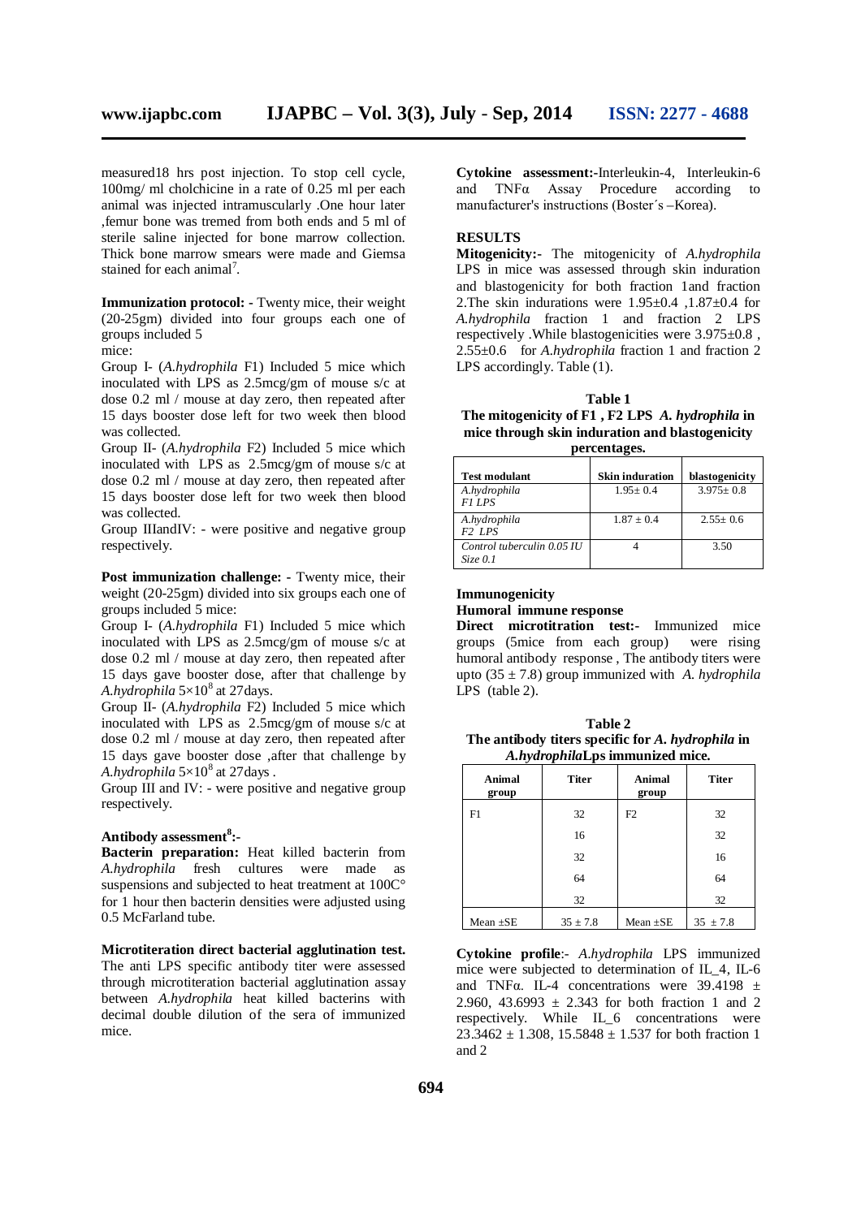measured18 hrs post injection. To stop cell cycle, 100mg/ ml cholchicine in a rate of 0.25 ml per each animal was injected intramuscularly .One hour later ,femur bone was tremed from both ends and 5 ml of sterile saline injected for bone marrow collection. Thick bone marrow smears were made and Giemsa stained for each animal[7].

**Immunization protocol: -** Twenty mice, their weight (20-25gm) divided into four groups each one of groups included 5 mice:

Group I- (*A.hydrophila* F1) Included 5 mice which inoculated with LPS as 2.5mcg/gm of mouse s/c at dose 0.2 ml / mouse at day zero, then repeated after 15 days booster dose left for two week then blood was collected.

Group II- (*A.hydrophila* F2) Included 5 mice which inoculated with LPS as 2.5mcg/gm of mouse s/c at dose 0.2 ml / mouse at day zero, then repeated after 15 days booster dose left for two week then blood was collected.

Group IIIandIV: - were positive and negative group respectively.

**Post immunization challenge: -** Twenty mice, their weight (20-25gm) divided into six groups each one of groups included 5 mice:

Group I- (*A.hydrophila* F1) Included 5 mice which inoculated with LPS as 2.5mcg/gm of mouse s/c at dose 0.2 ml / mouse at day zero, then repeated after 15 days gave booster dose, after that challenge by *A.hydrophila* $5\times10^8$ at 27days.

Group II- (*A.hydrophila* F2) Included 5 mice which inoculated with LPS as 2.5mcg/gm of mouse s/c at dose 0.2 ml / mouse at day zero, then repeated after 15 days gave booster dose ,after that challenge by *A.hydrophila* $5\times10^8$ at 27days .

Group III and IV: - were positive and negative group respectively.

**Antibody assessment[8]:-**

**Bacterin preparation:** Heat killed bacterin from *A.hydrophila* fresh cultures were made as suspensions and subjected to heat treatment at 100C° for 1 hour then bacterin densities were adjusted using 0.5 McFarland tube.

**Microtiteration direct bacterial agglutination test.** The anti LPS specific antibody titer were assessed through microtiteration bacterial agglutination assay between *A.hydrophila* heat killed bacterins with decimal double dilution of the sera of immunized mice.

**Cytokine assessment:-**Interleukin-4, Interleukin-6 and TNFα Assay Procedure according to manufacturer's instructions (Boster´s –Korea).

## RESULTS

**Mitogenicity:-** The mitogenicity of *A.hydrophila* LPS in mice was assessed through skin induration and blastogenicity for both fraction 1and fraction 2.The skin indurations were 1.95±0.4 ,1.87±0.4 for *A.hydrophila* fraction 1 and fraction 2 LPS respectively .While blastogenicities were 3.975±0.8 , 2.55±0.6 for *A.hydrophila* fraction 1 and fraction 2 LPS accordingly. Table (1).

**Table 1**
**The mitogenicity of F1 , F2 LPS *A. hydrophila* in mice through skin induration and blastogenicity percentages.**

| Test modulant | Skin induration | blastogenicity |
|---|---|---|
| *A.hydrophila F1 LPS* | 1.95± 0.4 | 3.975± 0.8 |
| *A.hydrophila F2 LPS* | 1.87 ± 0.4 | 2.55± 0.6 |
| *Control tuberculin 0.05 IU Size 0.1* | 4 | 3.50 |

**Immunogenicity**

**Humoral immune response**

**Direct microtitration test:-** Immunized mice groups (5mice from each group) were rising humoral antibody response , The antibody titers were upto (35 ± 7.8) group immunized with *A. hydrophila* LPS (table 2).

**Table 2**
**The antibody titers specific for *A. hydrophila* in *A.hydrophila*Lps immunized mice.**

| Animal group | Titer | Animal group | Titer |
|---|---|---|---|
| F1 | 32 | F2 | 32 |
| | 16 | | 32 |
| | 32 | | 16 |
| | 64 | | 64 |
| | 32 | | 32 |
| Mean ±SE | 35 ± 7.8 | Mean ±SE | 35 ± 7.8 |

**Cytokine profile**:- *A.hydrophila* LPS immunized mice were subjected to determination of IL_4, IL-6 and TNFα. IL-4 concentrations were 39.4198 ± 2.960, 43.6993 ± 2.343 for both fraction 1 and 2 respectively. While IL_6 concentrations were 23.3462 ± 1.308, 15.5848 ± 1.537 for both fraction 1 and 2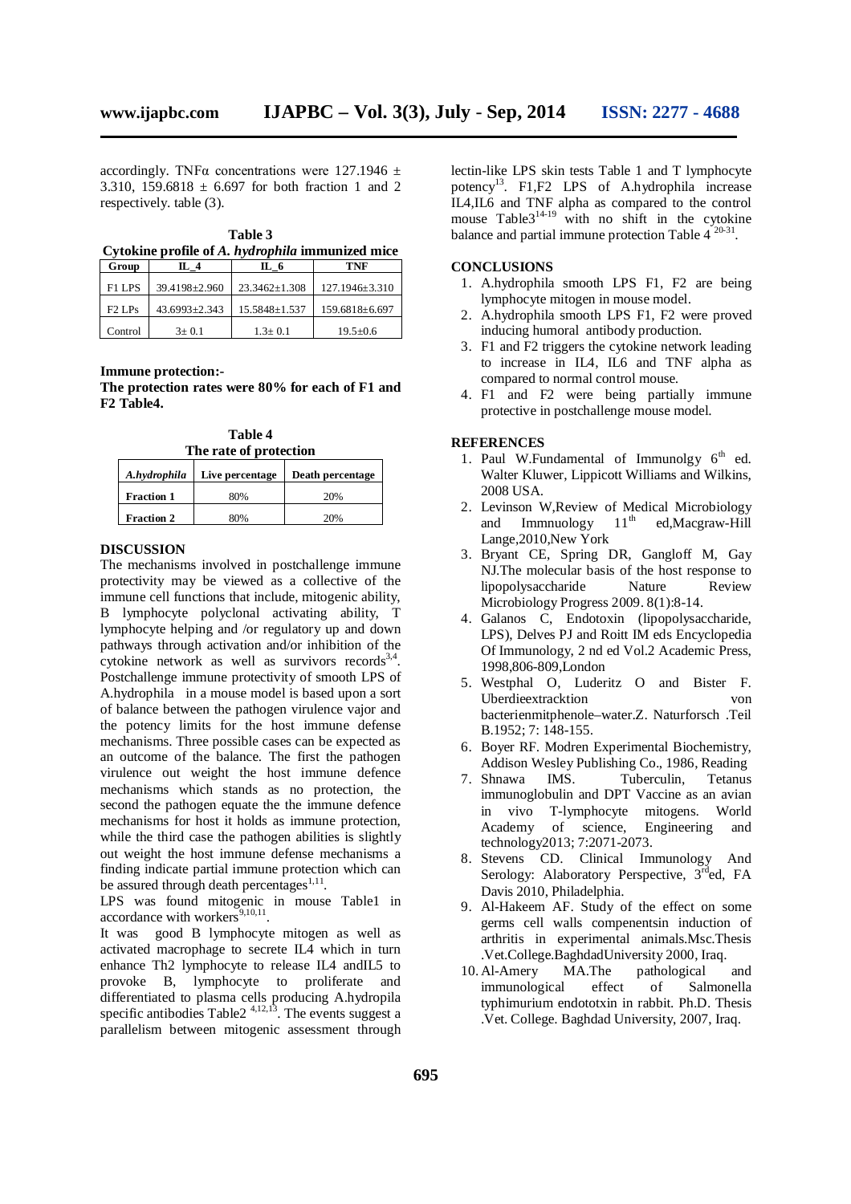accordingly. TNFα concentrations were 127.1946 ± 3.310, 159.6818 ± 6.697 for both fraction 1 and 2 respectively. table (3).

**Table 3**
**Cytokine profile of *A. hydrophila* immunized mice**

| Group | IL_4 | IL_6 | TNF |
|---|---|---|---|
| F1 LPS | 39.4198±2.960 | 23.3462±1.308 | 127.1946±3.310 |
| F2 LPs | 43.6993±2.343 | 15.5848±1.537 | 159.6818±6.697 |
| Control | 3± 0.1 | 1.3± 0.1 | 19.5±0.6 |

**Immune protection:-**

**The protection rates were 80% for each of F1 and F2 Table4.**

**Table 4**
**The rate of protection**

| *A.hydrophila* | Live percentage | Death percentage |
|---|---|---|
| **Fraction 1** | 80% | 20% |
| **Fraction 2** | 80% | 20% |

## DISCUSSION

The mechanisms involved in postchallenge immune protectivity may be viewed as a collective of the immune cell functions that include, mitogenic ability, B lymphocyte polyclonal activating ability, T lymphocyte helping and /or regulatory up and down pathways through activation and/or inhibition of the cytokine network as well as survivors records[3,4]. Postchallenge immune protectivity of smooth LPS of A.hydrophila in a mouse model is based upon a sort of balance between the pathogen virulence vajor and the potency limits for the host immune defense mechanisms. Three possible cases can be expected as an outcome of the balance. The first the pathogen virulence out weight the host immune defence mechanisms which stands as no protection, the second the pathogen equate the the immune defence mechanisms for host it holds as immune protection, while the third case the pathogen abilities is slightly out weight the host immune defense mechanisms a finding indicate partial immune protection which can be assured through death percentages[1,11].

LPS was found mitogenic in mouse Table1 in accordance with workers[9,10,11].

It was good B lymphocyte mitogen as well as activated macrophage to secrete IL4 which in turn enhance Th2 lymphocyte to release IL4 andIL5 to provoke B, lymphocyte to proliferate and differentiated to plasma cells producing A.hydropila specific antibodies Table2 [4,12,13]. The events suggest a parallelism between mitogenic assessment through lectin-like LPS skin tests Table 1 and T lymphocyte potency[13]. F1,F2 LPS of A.hydrophila increase IL4,IL6 and TNF alpha as compared to the control mouse Table3[14-19] with no shift in the cytokine balance and partial immune protection Table 4 [20-31].

## CONCLUSIONS

1. A.hydrophila smooth LPS F1, F2 are being lymphocyte mitogen in mouse model.
2. A.hydrophila smooth LPS F1, F2 were proved inducing humoral antibody production.
3. F1 and F2 triggers the cytokine network leading to increase in IL4, IL6 and TNF alpha as compared to normal control mouse.
4. F1 and F2 were being partially immune protective in postchallenge mouse model.

## REFERENCES

1. Paul W.Fundamental of Immunolgy 6th ed. Walter Kluwer, Lippicott Williams and Wilkins, 2008 USA.
2. Levinson W,Review of Medical Microbiology and Immnuology 11th ed,Macgraw-Hill Lange,2010,New York
3. Bryant CE, Spring DR, Gangloff M, Gay NJ.The molecular basis of the host response to lipopolysaccharide Nature Review Microbiology Progress 2009. 8(1):8-14.
4. Galanos C, Endotoxin (lipopolysaccharide, LPS), Delves PJ and Roitt IM eds Encyclopedia Of Immunology, 2 nd ed Vol.2 Academic Press, 1998,806-809,London
5. Westphal O, Luderitz O and Bister F. Uberdieextracktion von bacterienmitphenole–water.Z. Naturforsch .Teil B.1952; 7: 148-155.
6. Boyer RF. Modren Experimental Biochemistry, Addison Wesley Publishing Co., 1986, Reading
7. Shnawa IMS. Tuberculin, Tetanus immunoglobulin and DPT Vaccine as an avian in vivo T-lymphocyte mitogens. World Academy of science, Engineering and technology2013; 7:2071-2073.
8. Stevens CD. Clinical Immunology And Serology: Alaboratory Perspective, 3rd ed, FA Davis 2010, Philadelphia.
9. Al-Hakeem AF. Study of the effect on some germs cell walls compenentsin induction of arthritis in experimental animals.Msc.Thesis .Vet.College.BaghdadUniversity 2000, Iraq.
10. Al-Amery MA.The pathological and immunological effect of Salmonella typhimurium endototxin in rabbit. Ph.D. Thesis .Vet. College. Baghdad University, 2007, Iraq.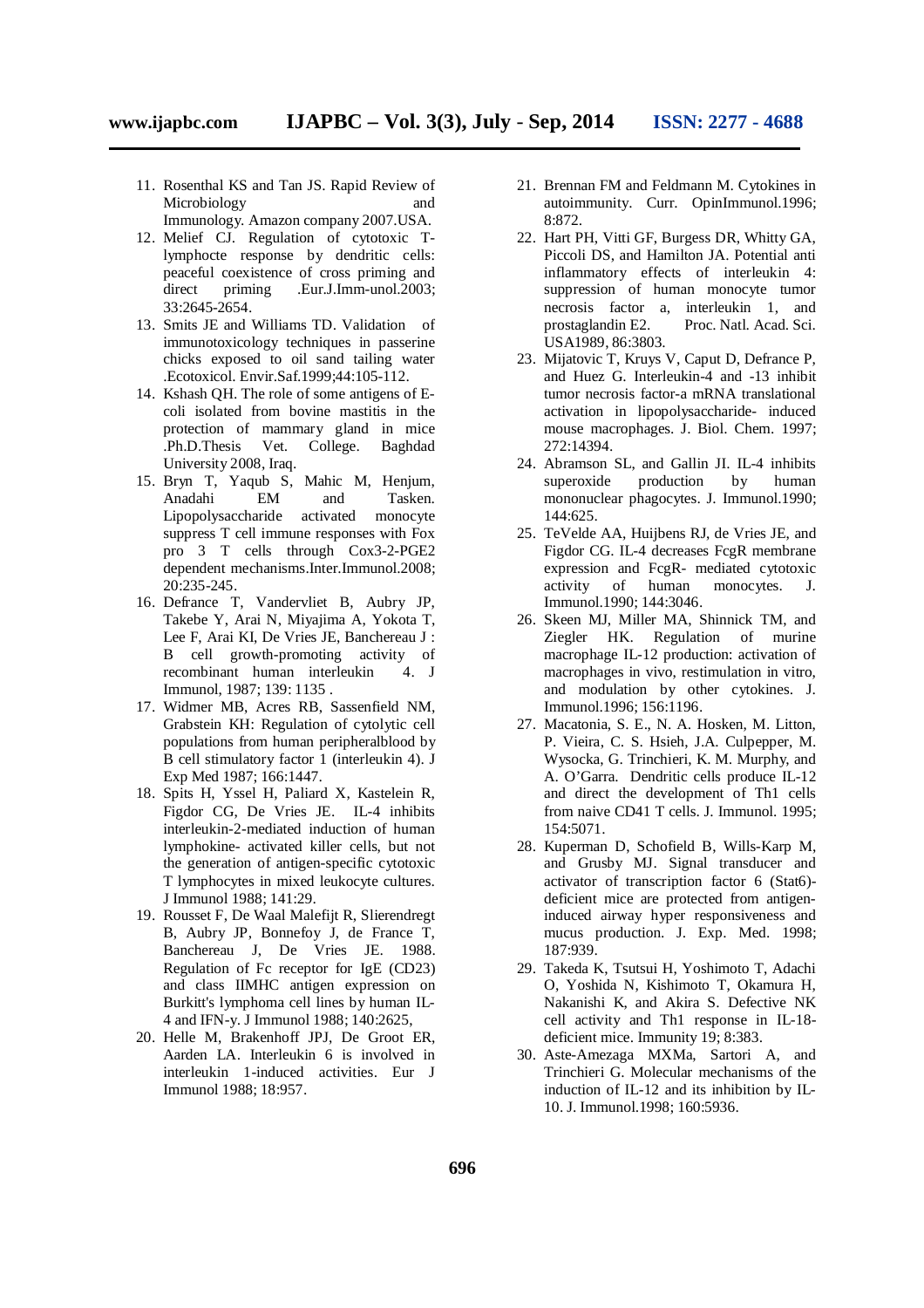11. Rosenthal KS and Tan JS. Rapid Review of Microbiology and Immunology. Amazon company 2007.USA.
12. Melief CJ. Regulation of cytotoxic T-lymphocte response by dendritic cells: peaceful coexistence of cross priming and direct priming .Eur.J.Imm-unol.2003; 33:2645-2654.
13. Smits JE and Williams TD. Validation of immunotoxicology techniques in passerine chicks exposed to oil sand tailing water .Ecotoxicol. Envir.Saf.1999;44:105-112.
14. Kshash QH. The role of some antigens of E-coli isolated from bovine mastitis in the protection of mammary gland in mice .Ph.D.Thesis Vet. College. Baghdad University 2008, Iraq.
15. Bryn T, Yaqub S, Mahic M, Henjum, Anadahi EM and Tasken. Lipopolysaccharide activated monocyte suppress T cell immune responses with Fox pro 3 T cells through Cox3-2-PGE2 dependent mechanisms.Inter.Immunol.2008; 20:235-245.
16. Defrance T, Vandervliet B, Aubry JP, Takebe Y, Arai N, Miyajima A, Yokota T, Lee F, Arai KI, De Vries JE, Banchereau J : B cell growth-promoting activity of recombinant human interleukin 4. J Immunol, 1987; 139: 1135 .
17. Widmer MB, Acres RB, Sassenfield NM, Grabstein KH: Regulation of cytolytic cell populations from human peripheralblood by B cell stimulatory factor 1 (interleukin 4). J Exp Med 1987; 166:1447.
18. Spits H, Yssel H, Paliard X, Kastelein R, Figdor CG, De Vries JE. IL-4 inhibits interleukin-2-mediated induction of human lymphokine- activated killer cells, but not the generation of antigen-specific cytotoxic T lymphocytes in mixed leukocyte cultures. J Immunol 1988; 141:29.
19. Rousset F, De Waal Malefijt R, Slierendregt B, Aubry JP, Bonnefoy J, de France T, Banchereau J, De Vries JE. 1988. Regulation of Fc receptor for IgE (CD23) and class IIMHC antigen expression on Burkitt's lymphoma cell lines by human IL-4 and IFN-y. J Immunol 1988; 140:2625,
20. Helle M, Brakenhoff JPJ, De Groot ER, Aarden LA. Interleukin 6 is involved in interleukin 1-induced activities. Eur J Immunol 1988; 18:957.
21. Brennan FM and Feldmann M. Cytokines in autoimmunity. Curr. OpinImmunol.1996; 8:872.
22. Hart PH, Vitti GF, Burgess DR, Whitty GA, Piccoli DS, and Hamilton JA. Potential anti inflammatory effects of interleukin 4: suppression of human monocyte tumor necrosis factor a, interleukin 1, and prostaglandin E2. Proc. Natl. Acad. Sci. USA1989, 86:3803.
23. Mijatovic T, Kruys V, Caput D, Defrance P, and Huez G. Interleukin-4 and -13 inhibit tumor necrosis factor-a mRNA translational activation in lipopolysaccharide- induced mouse macrophages. J. Biol. Chem. 1997; 272:14394.
24. Abramson SL, and Gallin JI. IL-4 inhibits superoxide production by human mononuclear phagocytes. J. Immunol.1990; 144:625.
25. TeVelde AA, Huijbens RJ, de Vries JE, and Figdor CG. IL-4 decreases FcgR membrane expression and FcgR- mediated cytotoxic activity of human monocytes. J. Immunol.1990; 144:3046.
26. Skeen MJ, Miller MA, Shinnick TM, and Ziegler HK. Regulation of murine macrophage IL-12 production: activation of macrophages in vivo, restimulation in vitro, and modulation by other cytokines. J. Immunol.1996; 156:1196.
27. Macatonia, S. E., N. A. Hosken, M. Litton, P. Vieira, C. S. Hsieh, J.A. Culpepper, M. Wysocka, G. Trinchieri, K. M. Murphy, and A. O'Garra. Dendritic cells produce IL-12 and direct the development of Th1 cells from naive CD41 T cells. J. Immunol. 1995; 154:5071.
28. Kuperman D, Schofield B, Wills-Karp M, and Grusby MJ. Signal transducer and activator of transcription factor 6 (Stat6)-deficient mice are protected from antigen-induced airway hyper responsiveness and mucus production. J. Exp. Med. 1998; 187:939.
29. Takeda K, Tsutsui H, Yoshimoto T, Adachi O, Yoshida N, Kishimoto T, Okamura H, Nakanishi K, and Akira S. Defective NK cell activity and Th1 response in IL-18-deficient mice. Immunity 19; 8:383.
30. Aste-Amezaga MXMa, Sartori A, and Trinchieri G. Molecular mechanisms of the induction of IL-12 and its inhibition by IL-10. J. Immunol.1998; 160:5936.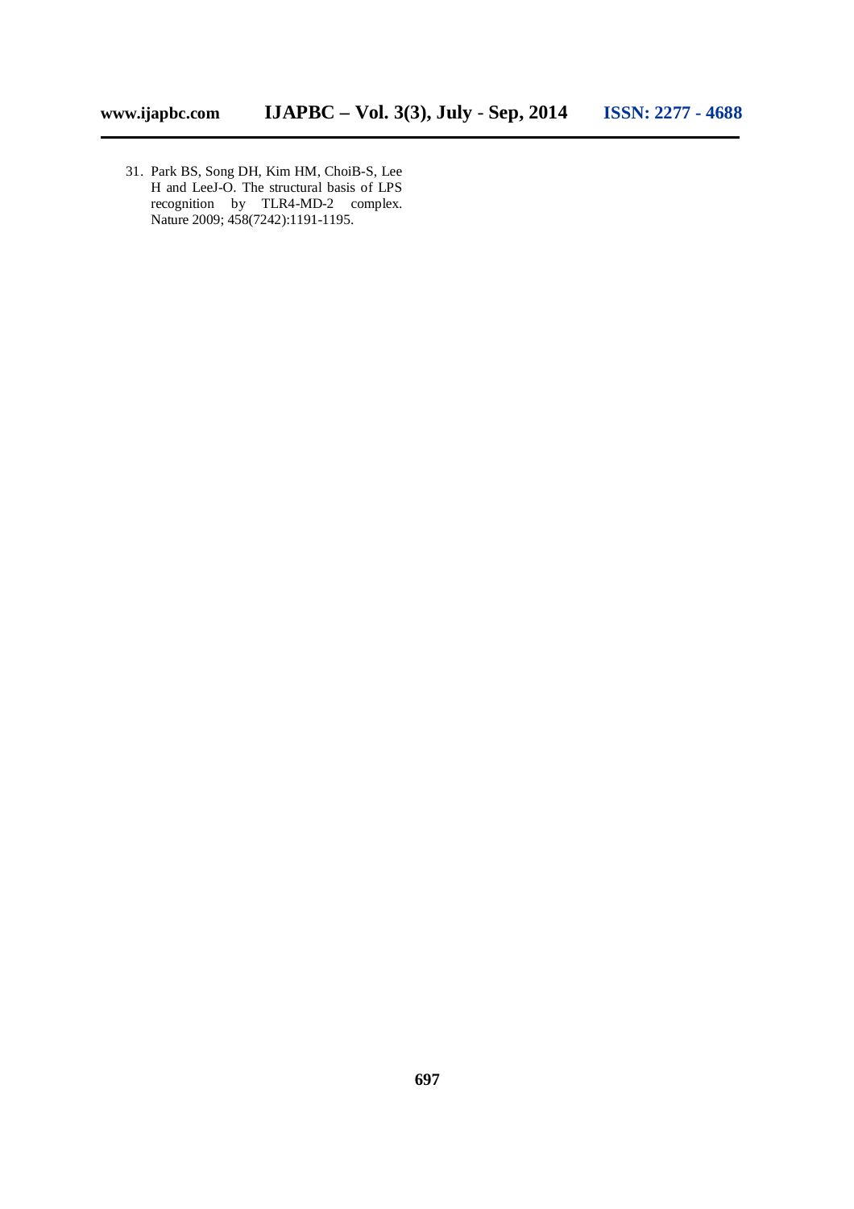31. Park BS, Song DH, Kim HM, ChoiB-S, Lee H and LeeJ-O. The structural basis of LPS recognition by TLR4-MD-2 complex. Nature 2009; 458(7242):1191-1195.